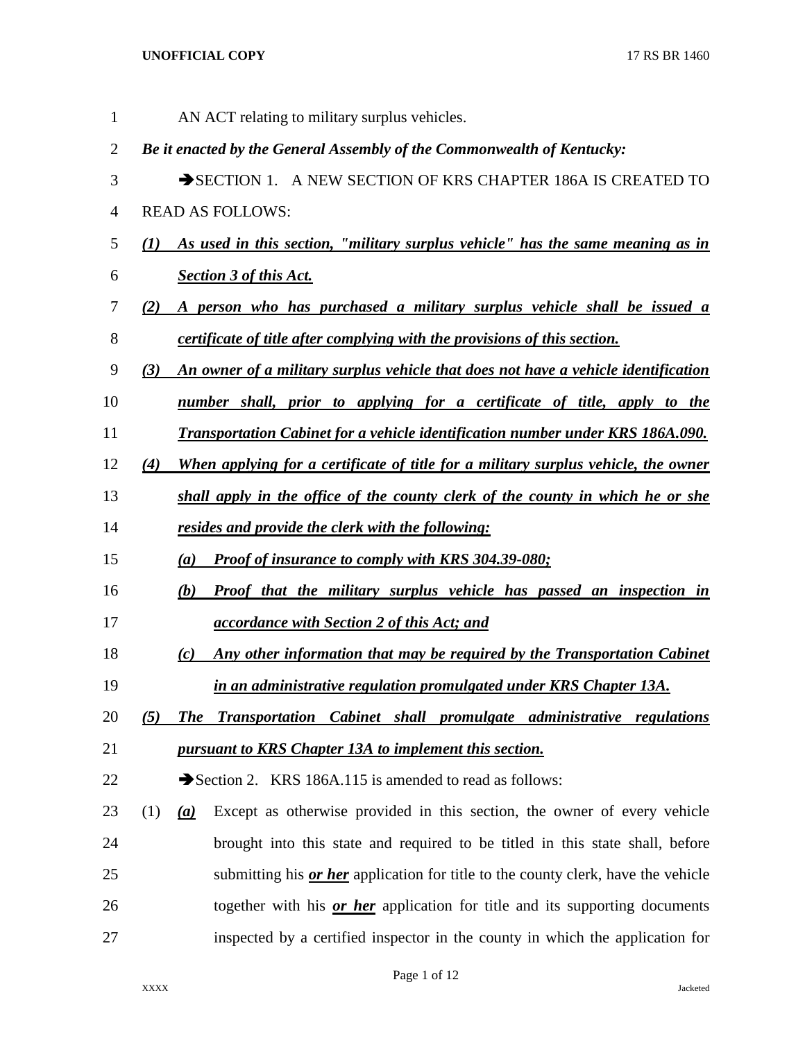AN ACT relating to military surplus vehicles.

***Be it enacted by the General Assembly of the Commonwealth of Kentucky:***

➔SECTION 1. A NEW SECTION OF KRS CHAPTER 186A IS CREATED TO READ AS FOLLOWS:

***(1)*** ***As used in this section, "military surplus vehicle" has the same meaning as in Section 3 of this Act.***

***(2)*** ***A person who has purchased a military surplus vehicle shall be issued a certificate of title after complying with the provisions of this section.***

***(3)*** ***An owner of a military surplus vehicle that does not have a vehicle identification number shall, prior to applying for a certificate of title, apply to the Transportation Cabinet for a vehicle identification number under KRS 186A.090.***

***(4)*** ***When applying for a certificate of title for a military surplus vehicle, the owner shall apply in the office of the county clerk of the county in which he or she resides and provide the clerk with the following:***

***(a)*** ***Proof of insurance to comply with KRS 304.39-080;***

***(b)*** ***Proof that the military surplus vehicle has passed an inspection in accordance with Section 2 of this Act; and***

***(c)*** ***Any other information that may be required by the Transportation Cabinet in an administrative regulation promulgated under KRS Chapter 13A.***

***(5)*** ***The Transportation Cabinet shall promulgate administrative regulations pursuant to KRS Chapter 13A to implement this section.***

➔Section 2. KRS 186A.115 is amended to read as follows:

(1) ***(a)*** Except as otherwise provided in this section, the owner of every vehicle brought into this state and required to be titled in this state shall, before submitting his ***or her*** application for title to the county clerk, have the vehicle together with his ***or her*** application for title and its supporting documents inspected by a certified inspector in the county in which the application for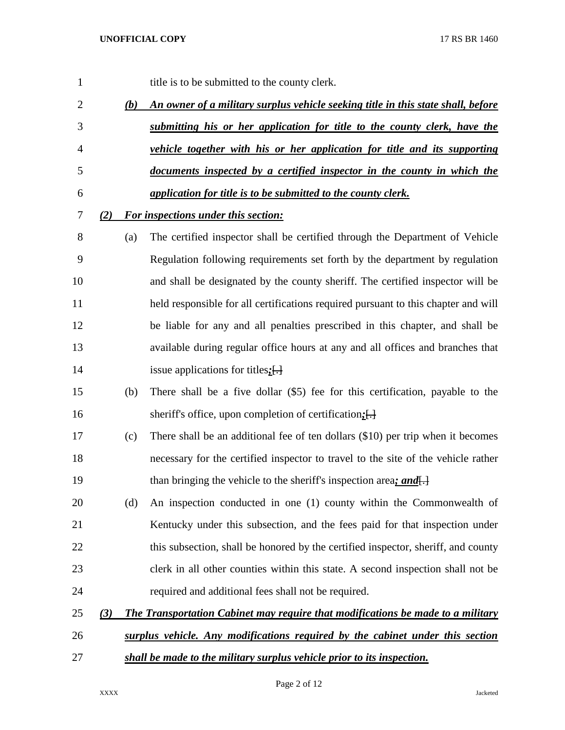title is to be submitted to the county clerk.

***(b) An owner of a military surplus vehicle seeking title in this state shall, before submitting his or her application for title to the county clerk, have the vehicle together with his or her application for title and its supporting documents inspected by a certified inspector in the county in which the application for title is to be submitted to the county clerk.***

***(2) For inspections under this section:***

(a) The certified inspector shall be certified through the Department of Vehicle Regulation following requirements set forth by the department by regulation and shall be designated by the county sheriff. The certified inspector will be held responsible for all certifications required pursuant to this chapter and will be liable for any and all penalties prescribed in this chapter, and shall be available during regular office hours at any and all offices and branches that issue applications for titles***;***[.]

(b) There shall be a five dollar ($5) fee for this certification, payable to the sheriff's office, upon completion of certification***;***[.]

(c) There shall be an additional fee of ten dollars ($10) per trip when it becomes necessary for the certified inspector to travel to the site of the vehicle rather than bringing the vehicle to the sheriff's inspection area***; and***[.]

(d) An inspection conducted in one (1) county within the Commonwealth of Kentucky under this subsection, and the fees paid for that inspection under this subsection, shall be honored by the certified inspector, sheriff, and county clerk in all other counties within this state. A second inspection shall not be required and additional fees shall not be required.

***(3) The Transportation Cabinet may require that modifications be made to a military surplus vehicle. Any modifications required by the cabinet under this section shall be made to the military surplus vehicle prior to its inspection.***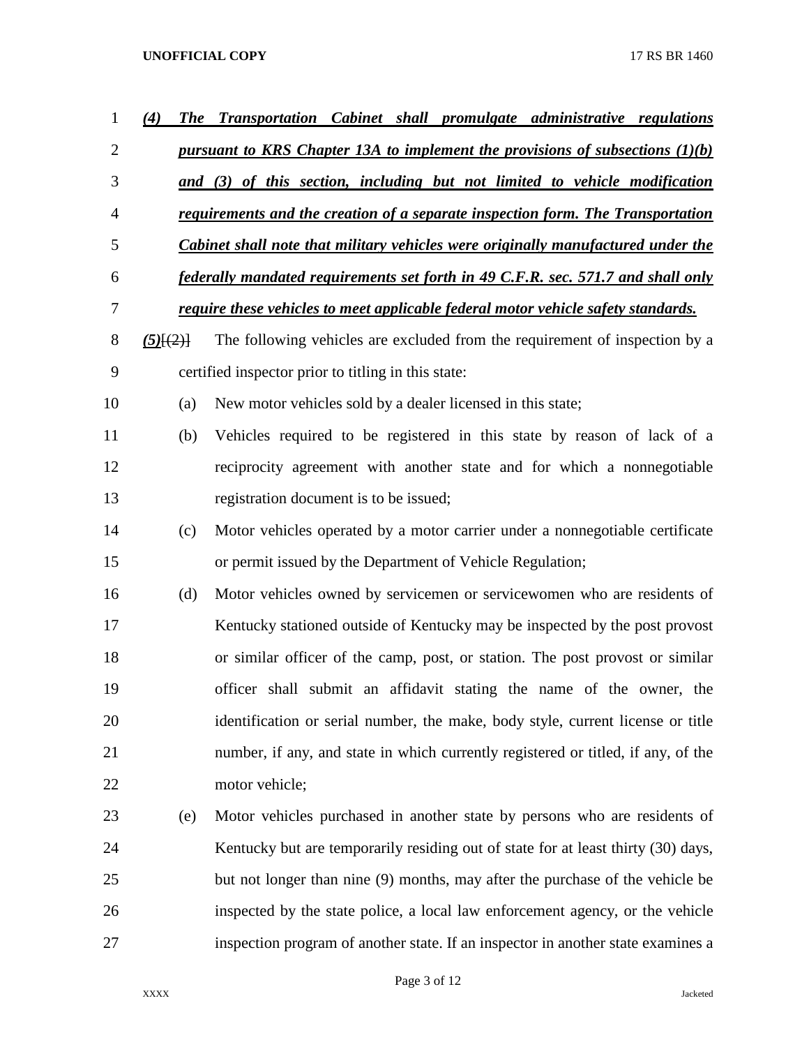***(4) The Transportation Cabinet shall promulgate administrative regulations pursuant to KRS Chapter 13A to implement the provisions of subsections (1)(b) and (3) of this section, including but not limited to vehicle modification requirements and the creation of a separate inspection form. The Transportation Cabinet shall note that military vehicles were originally manufactured under the federally mandated requirements set forth in 49 C.F.R. sec. 571.7 and shall only require these vehicles to meet applicable federal motor vehicle safety standards.***

***(5)***~~[(2)]~~ The following vehicles are excluded from the requirement of inspection by a certified inspector prior to titling in this state:

(a) New motor vehicles sold by a dealer licensed in this state;

(b) Vehicles required to be registered in this state by reason of lack of a reciprocity agreement with another state and for which a nonnegotiable registration document is to be issued;

(c) Motor vehicles operated by a motor carrier under a nonnegotiable certificate or permit issued by the Department of Vehicle Regulation;

(d) Motor vehicles owned by servicemen or servicewomen who are residents of Kentucky stationed outside of Kentucky may be inspected by the post provost or similar officer of the camp, post, or station. The post provost or similar officer shall submit an affidavit stating the name of the owner, the identification or serial number, the make, body style, current license or title number, if any, and state in which currently registered or titled, if any, of the motor vehicle;

(e) Motor vehicles purchased in another state by persons who are residents of Kentucky but are temporarily residing out of state for at least thirty (30) days, but not longer than nine (9) months, may after the purchase of the vehicle be inspected by the state police, a local law enforcement agency, or the vehicle inspection program of another state. If an inspector in another state examines a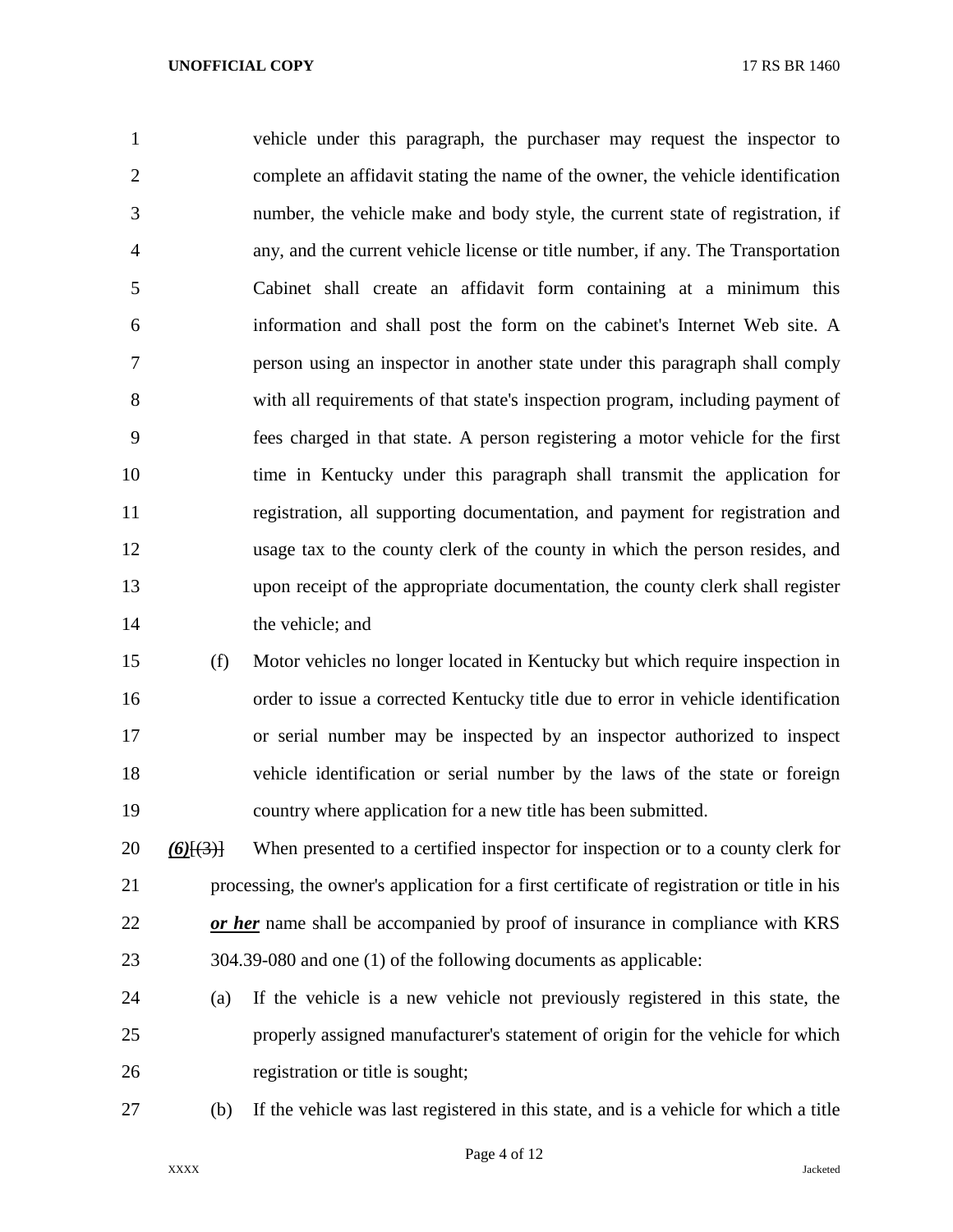vehicle under this paragraph, the purchaser may request the inspector to complete an affidavit stating the name of the owner, the vehicle identification number, the vehicle make and body style, the current state of registration, if any, and the current vehicle license or title number, if any. The Transportation Cabinet shall create an affidavit form containing at a minimum this information and shall post the form on the cabinet's Internet Web site. A person using an inspector in another state under this paragraph shall comply with all requirements of that state's inspection program, including payment of fees charged in that state. A person registering a motor vehicle for the first time in Kentucky under this paragraph shall transmit the application for registration, all supporting documentation, and payment for registration and usage tax to the county clerk of the county in which the person resides, and upon receipt of the appropriate documentation, the county clerk shall register the vehicle; and

(f) Motor vehicles no longer located in Kentucky but which require inspection in order to issue a corrected Kentucky title due to error in vehicle identification or serial number may be inspected by an inspector authorized to inspect vehicle identification or serial number by the laws of the state or foreign country where application for a new title has been submitted.

***(6)***~~[(3)]~~ When presented to a certified inspector for inspection or to a county clerk for processing, the owner's application for a first certificate of registration or title in his ***or her*** name shall be accompanied by proof of insurance in compliance with KRS 304.39-080 and one (1) of the following documents as applicable:

(a) If the vehicle is a new vehicle not previously registered in this state, the properly assigned manufacturer's statement of origin for the vehicle for which registration or title is sought;

(b) If the vehicle was last registered in this state, and is a vehicle for which a title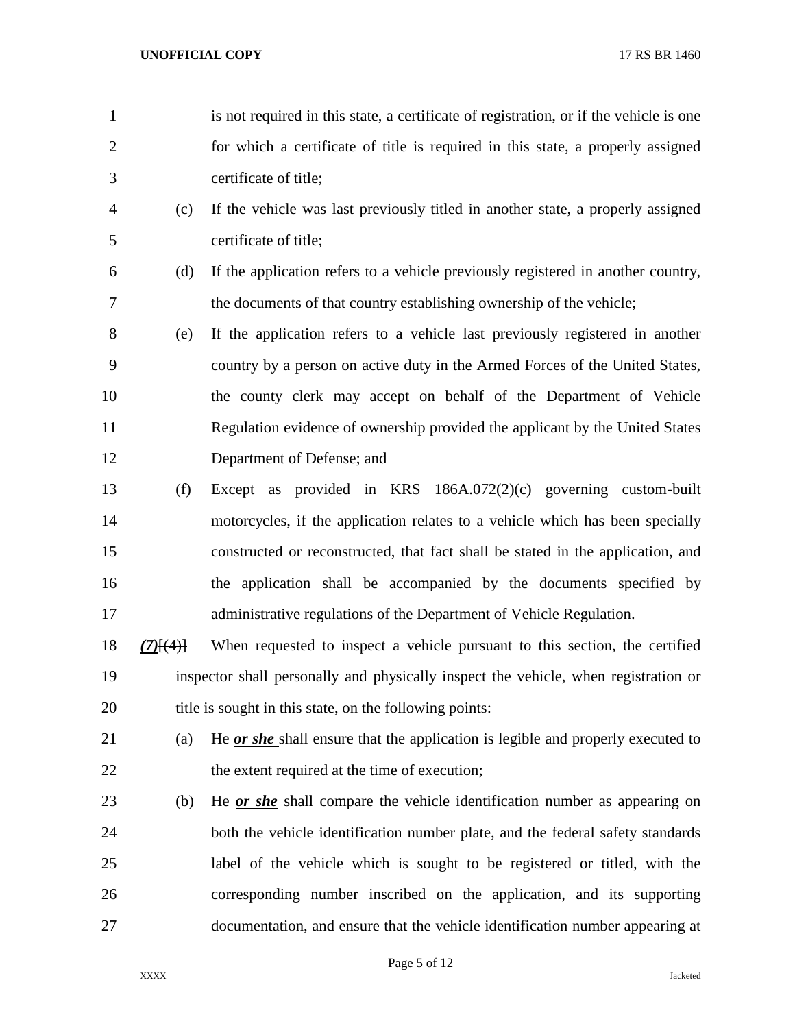is not required in this state, a certificate of registration, or if the vehicle is one for which a certificate of title is required in this state, a properly assigned certificate of title;

(c) If the vehicle was last previously titled in another state, a properly assigned certificate of title;

(d) If the application refers to a vehicle previously registered in another country, the documents of that country establishing ownership of the vehicle;

(e) If the application refers to a vehicle last previously registered in another country by a person on active duty in the Armed Forces of the United States, the county clerk may accept on behalf of the Department of Vehicle Regulation evidence of ownership provided the applicant by the United States Department of Defense; and

(f) Except as provided in KRS 186A.072(2)(c) governing custom-built motorcycles, if the application relates to a vehicle which has been specially constructed or reconstructed, that fact shall be stated in the application, and the application shall be accompanied by the documents specified by administrative regulations of the Department of Vehicle Regulation.

***(7)***~~[(4)]~~ When requested to inspect a vehicle pursuant to this section, the certified inspector shall personally and physically inspect the vehicle, when registration or title is sought in this state, on the following points:

(a) He ***or she*** shall ensure that the application is legible and properly executed to the extent required at the time of execution;

(b) He ***or she*** shall compare the vehicle identification number as appearing on both the vehicle identification number plate, and the federal safety standards label of the vehicle which is sought to be registered or titled, with the corresponding number inscribed on the application, and its supporting documentation, and ensure that the vehicle identification number appearing at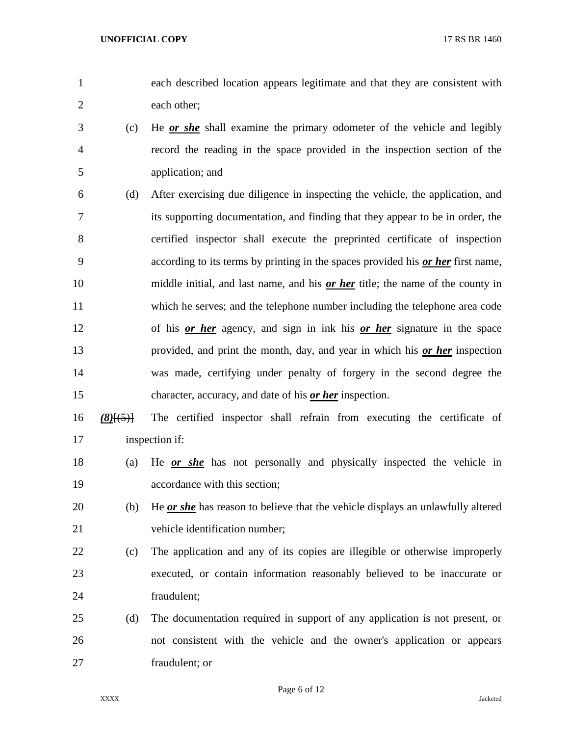each described location appears legitimate and that they are consistent with each other;

(c) He ***or she*** shall examine the primary odometer of the vehicle and legibly record the reading in the space provided in the inspection section of the application; and

(d) After exercising due diligence in inspecting the vehicle, the application, and its supporting documentation, and finding that they appear to be in order, the certified inspector shall execute the preprinted certificate of inspection according to its terms by printing in the spaces provided his ***or her*** first name, middle initial, and last name, and his ***or her*** title; the name of the county in which he serves; and the telephone number including the telephone area code of his ***or her*** agency, and sign in ink his ***or her*** signature in the space provided, and print the month, day, and year in which his ***or her*** inspection was made, certifying under penalty of forgery in the second degree the character, accuracy, and date of his ***or her*** inspection.

***(8)***[~~(5)~~] The certified inspector shall refrain from executing the certificate of inspection if:

(a) He ***or she*** has not personally and physically inspected the vehicle in accordance with this section;

(b) He ***or she*** has reason to believe that the vehicle displays an unlawfully altered vehicle identification number;

(c) The application and any of its copies are illegible or otherwise improperly executed, or contain information reasonably believed to be inaccurate or fraudulent;

(d) The documentation required in support of any application is not present, or not consistent with the vehicle and the owner's application or appears fraudulent; or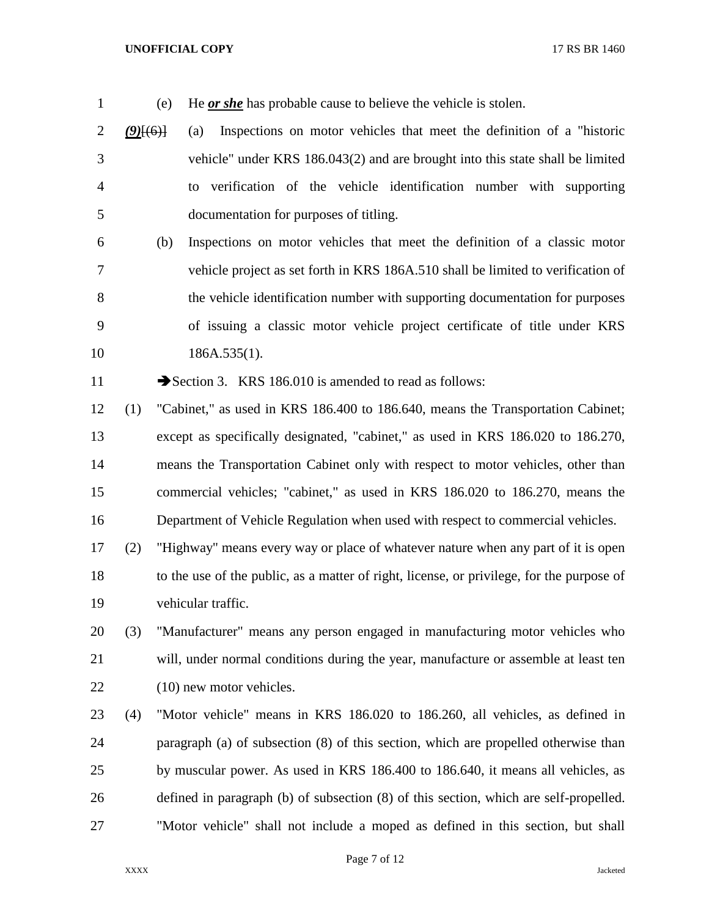(e) He ***or she*** has probable cause to believe the vehicle is stolen.

***(9)***~~[(6)]~~ (a) Inspections on motor vehicles that meet the definition of a "historic vehicle" under KRS 186.043(2) and are brought into this state shall be limited to verification of the vehicle identification number with supporting documentation for purposes of titling.

(b) Inspections on motor vehicles that meet the definition of a classic motor vehicle project as set forth in KRS 186A.510 shall be limited to verification of the vehicle identification number with supporting documentation for purposes of issuing a classic motor vehicle project certificate of title under KRS 186A.535(1).

➔Section 3. KRS 186.010 is amended to read as follows:

(1) "Cabinet," as used in KRS 186.400 to 186.640, means the Transportation Cabinet; except as specifically designated, "cabinet," as used in KRS 186.020 to 186.270, means the Transportation Cabinet only with respect to motor vehicles, other than commercial vehicles; "cabinet," as used in KRS 186.020 to 186.270, means the Department of Vehicle Regulation when used with respect to commercial vehicles.

(2) "Highway" means every way or place of whatever nature when any part of it is open to the use of the public, as a matter of right, license, or privilege, for the purpose of vehicular traffic.

(3) "Manufacturer" means any person engaged in manufacturing motor vehicles who will, under normal conditions during the year, manufacture or assemble at least ten (10) new motor vehicles.

(4) "Motor vehicle" means in KRS 186.020 to 186.260, all vehicles, as defined in paragraph (a) of subsection (8) of this section, which are propelled otherwise than by muscular power. As used in KRS 186.400 to 186.640, it means all vehicles, as defined in paragraph (b) of subsection (8) of this section, which are self-propelled. "Motor vehicle" shall not include a moped as defined in this section, but shall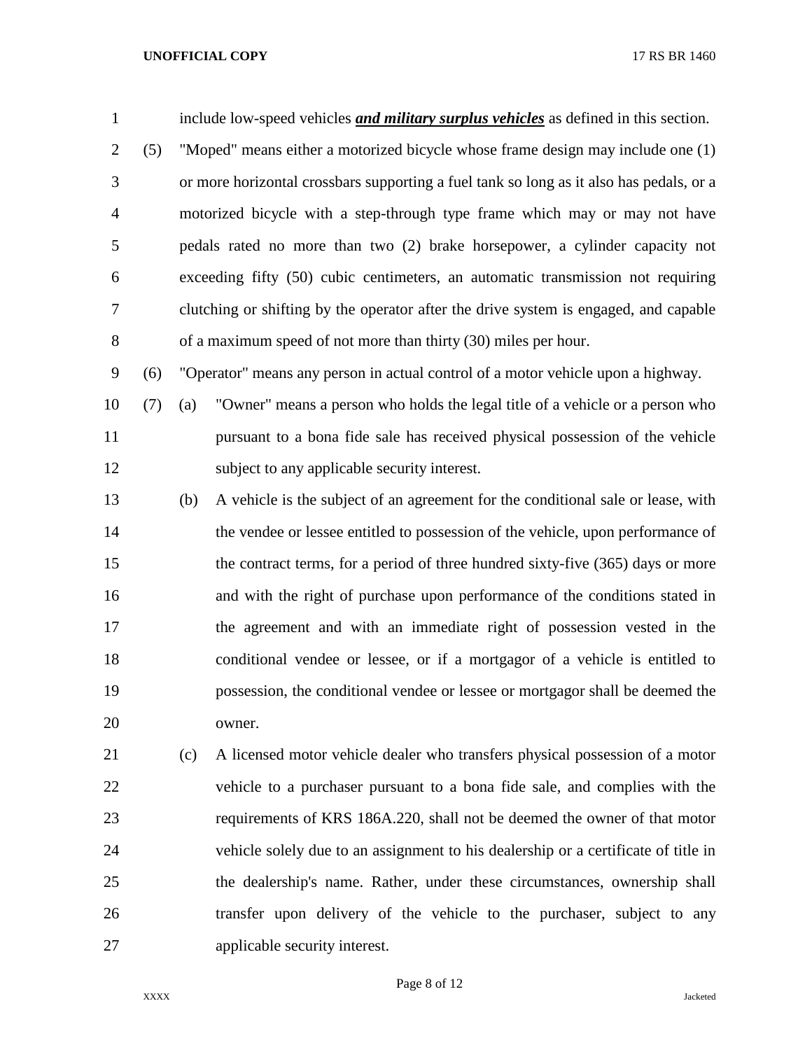include low-speed vehicles ***and military surplus vehicles*** as defined in this section.

(5) "Moped" means either a motorized bicycle whose frame design may include one (1) or more horizontal crossbars supporting a fuel tank so long as it also has pedals, or a motorized bicycle with a step-through type frame which may or may not have pedals rated no more than two (2) brake horsepower, a cylinder capacity not exceeding fifty (50) cubic centimeters, an automatic transmission not requiring clutching or shifting by the operator after the drive system is engaged, and capable of a maximum speed of not more than thirty (30) miles per hour.

(6) "Operator" means any person in actual control of a motor vehicle upon a highway.

(7) (a) "Owner" means a person who holds the legal title of a vehicle or a person who pursuant to a bona fide sale has received physical possession of the vehicle subject to any applicable security interest.

(b) A vehicle is the subject of an agreement for the conditional sale or lease, with the vendee or lessee entitled to possession of the vehicle, upon performance of the contract terms, for a period of three hundred sixty-five (365) days or more and with the right of purchase upon performance of the conditions stated in the agreement and with an immediate right of possession vested in the conditional vendee or lessee, or if a mortgagor of a vehicle is entitled to possession, the conditional vendee or lessee or mortgagor shall be deemed the owner.

(c) A licensed motor vehicle dealer who transfers physical possession of a motor vehicle to a purchaser pursuant to a bona fide sale, and complies with the requirements of KRS 186A.220, shall not be deemed the owner of that motor vehicle solely due to an assignment to his dealership or a certificate of title in the dealership's name. Rather, under these circumstances, ownership shall transfer upon delivery of the vehicle to the purchaser, subject to any applicable security interest.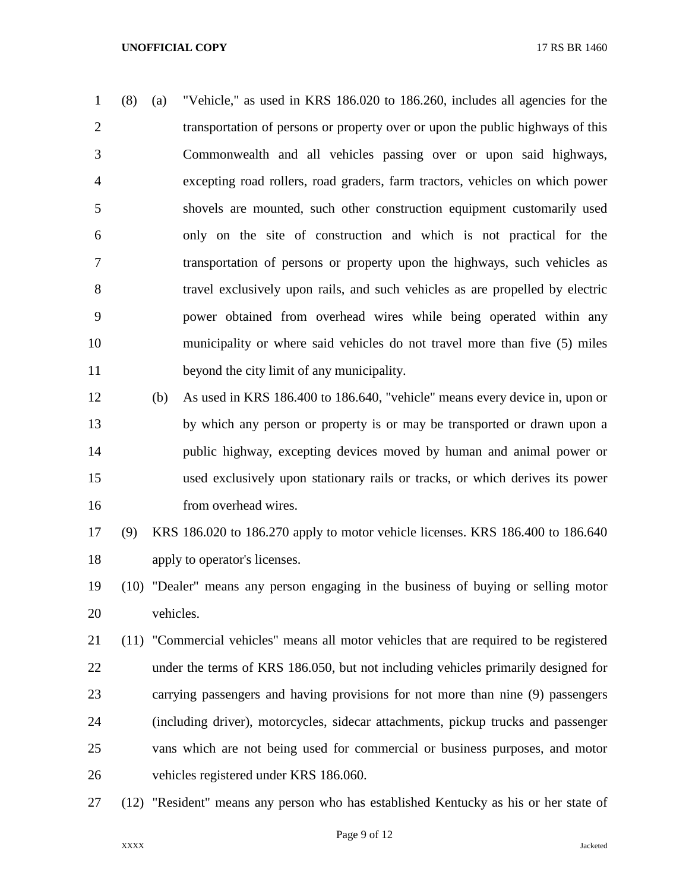(8) (a) "Vehicle," as used in KRS 186.020 to 186.260, includes all agencies for the transportation of persons or property over or upon the public highways of this Commonwealth and all vehicles passing over or upon said highways, excepting road rollers, road graders, farm tractors, vehicles on which power shovels are mounted, such other construction equipment customarily used only on the site of construction and which is not practical for the transportation of persons or property upon the highways, such vehicles as travel exclusively upon rails, and such vehicles as are propelled by electric power obtained from overhead wires while being operated within any municipality or where said vehicles do not travel more than five (5) miles beyond the city limit of any municipality.

(b) As used in KRS 186.400 to 186.640, "vehicle" means every device in, upon or by which any person or property is or may be transported or drawn upon a public highway, excepting devices moved by human and animal power or used exclusively upon stationary rails or tracks, or which derives its power from overhead wires.

(9) KRS 186.020 to 186.270 apply to motor vehicle licenses. KRS 186.400 to 186.640 apply to operator's licenses.

(10) "Dealer" means any person engaging in the business of buying or selling motor vehicles.

(11) "Commercial vehicles" means all motor vehicles that are required to be registered under the terms of KRS 186.050, but not including vehicles primarily designed for carrying passengers and having provisions for not more than nine (9) passengers (including driver), motorcycles, sidecar attachments, pickup trucks and passenger vans which are not being used for commercial or business purposes, and motor vehicles registered under KRS 186.060.

(12) "Resident" means any person who has established Kentucky as his or her state of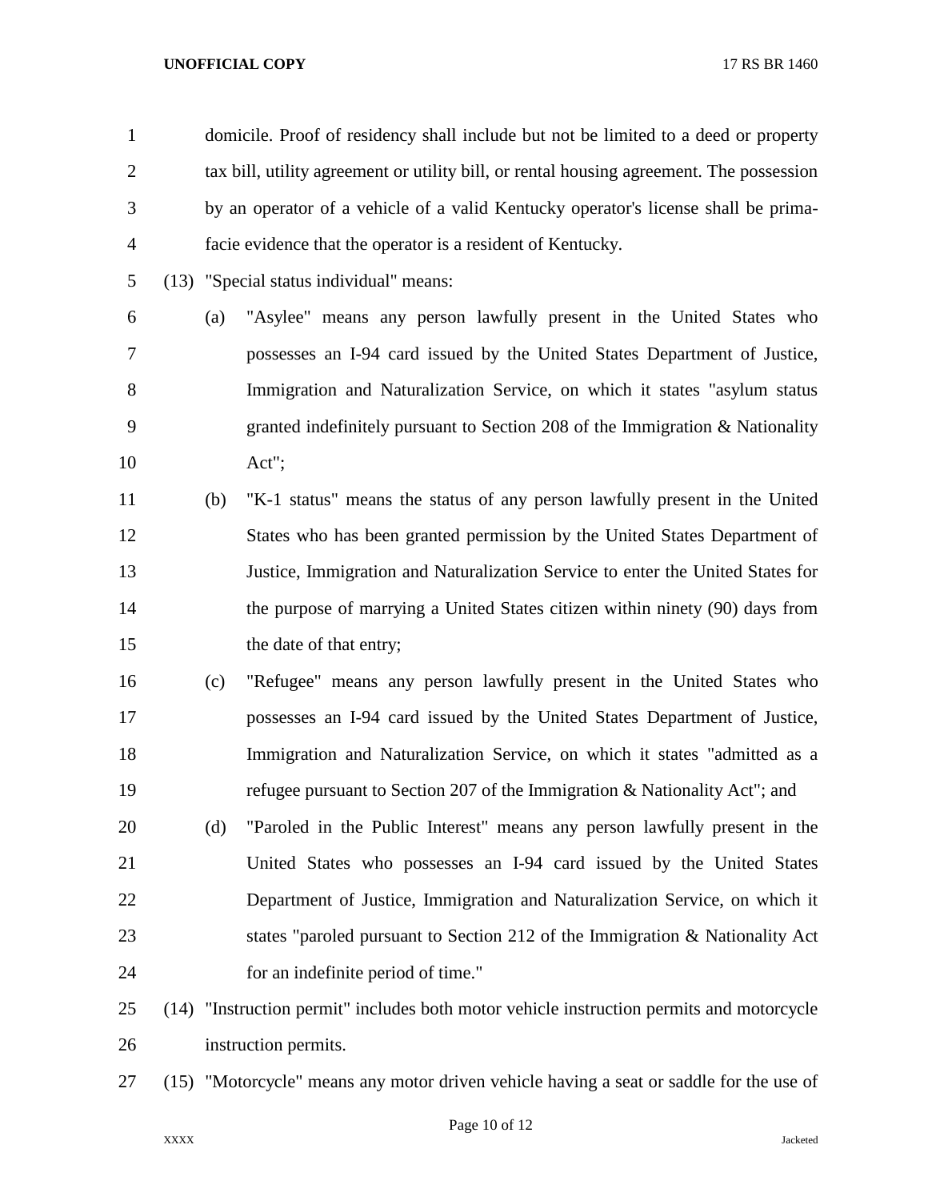domicile. Proof of residency shall include but not be limited to a deed or property tax bill, utility agreement or utility bill, or rental housing agreement. The possession by an operator of a vehicle of a valid Kentucky operator's license shall be prima-facie evidence that the operator is a resident of Kentucky.

(13) "Special status individual" means:

(a) "Asylee" means any person lawfully present in the United States who possesses an I-94 card issued by the United States Department of Justice, Immigration and Naturalization Service, on which it states "asylum status granted indefinitely pursuant to Section 208 of the Immigration & Nationality Act";

(b) "K-1 status" means the status of any person lawfully present in the United States who has been granted permission by the United States Department of Justice, Immigration and Naturalization Service to enter the United States for the purpose of marrying a United States citizen within ninety (90) days from the date of that entry;

(c) "Refugee" means any person lawfully present in the United States who possesses an I-94 card issued by the United States Department of Justice, Immigration and Naturalization Service, on which it states "admitted as a refugee pursuant to Section 207 of the Immigration & Nationality Act"; and

(d) "Paroled in the Public Interest" means any person lawfully present in the United States who possesses an I-94 card issued by the United States Department of Justice, Immigration and Naturalization Service, on which it states "paroled pursuant to Section 212 of the Immigration & Nationality Act for an indefinite period of time."

(14) "Instruction permit" includes both motor vehicle instruction permits and motorcycle instruction permits.

(15) "Motorcycle" means any motor driven vehicle having a seat or saddle for the use of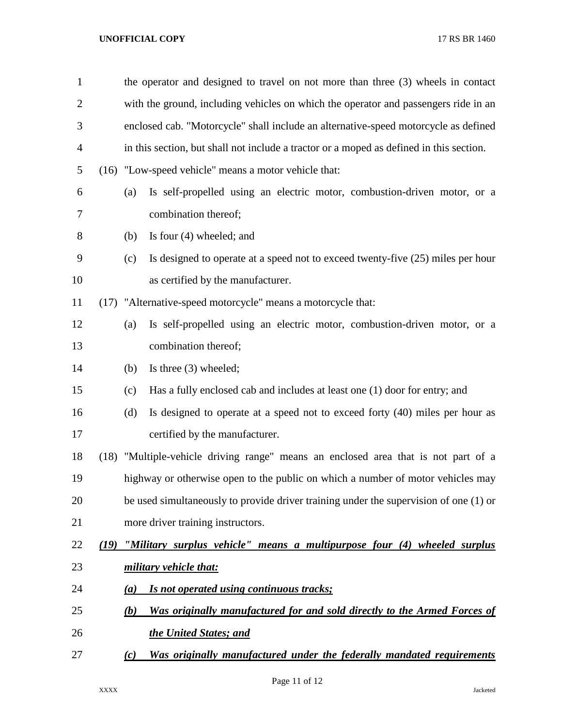the operator and designed to travel on not more than three (3) wheels in contact with the ground, including vehicles on which the operator and passengers ride in an enclosed cab. "Motorcycle" shall include an alternative-speed motorcycle as defined in this section, but shall not include a tractor or a moped as defined in this section.

(16) "Low-speed vehicle" means a motor vehicle that:

(a) Is self-propelled using an electric motor, combustion-driven motor, or a combination thereof;

(b) Is four (4) wheeled; and

(c) Is designed to operate at a speed not to exceed twenty-five (25) miles per hour as certified by the manufacturer.

(17) "Alternative-speed motorcycle" means a motorcycle that:

(a) Is self-propelled using an electric motor, combustion-driven motor, or a combination thereof;

(b) Is three (3) wheeled;

(c) Has a fully enclosed cab and includes at least one (1) door for entry; and

(d) Is designed to operate at a speed not to exceed forty (40) miles per hour as certified by the manufacturer.

(18) "Multiple-vehicle driving range" means an enclosed area that is not part of a highway or otherwise open to the public on which a number of motor vehicles may be used simultaneously to provide driver training under the supervision of one (1) or more driver training instructors.

***(19) "Military surplus vehicle" means a multipurpose four (4) wheeled surplus military vehicle that:***

***(a) Is not operated using continuous tracks;***

***(b) Was originally manufactured for and sold directly to the Armed Forces of the United States; and***

***(c) Was originally manufactured under the federally mandated requirements***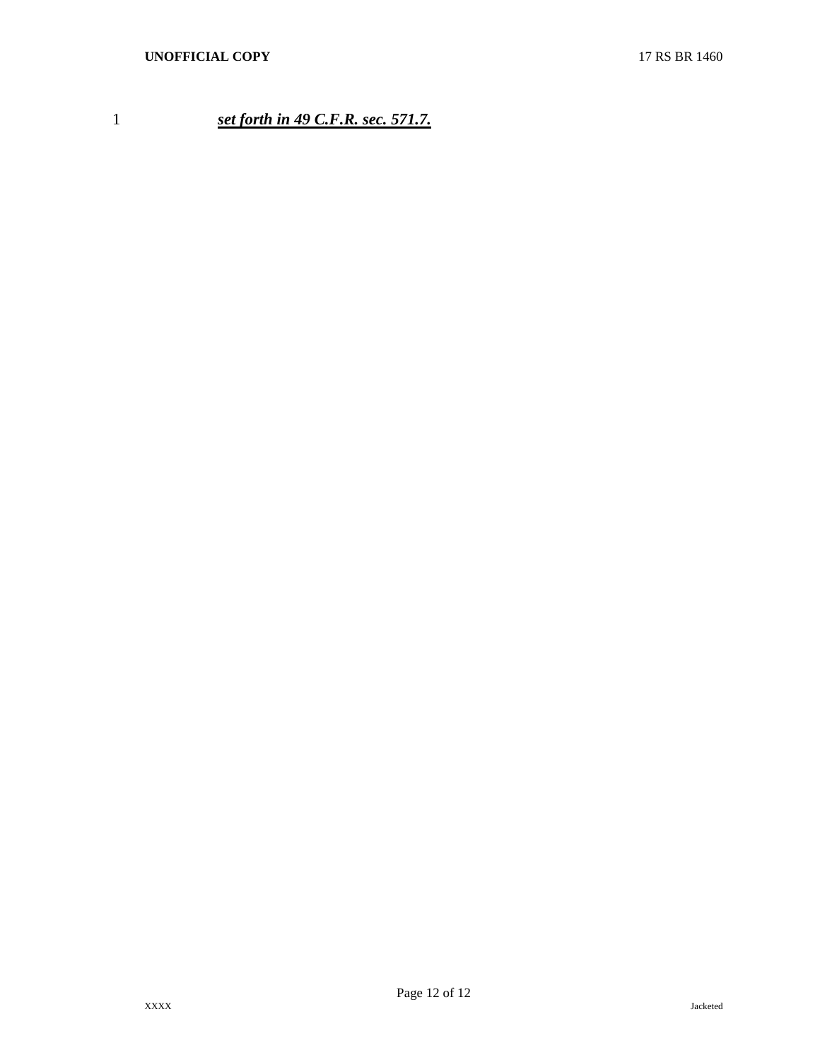***set forth in 49 C.F.R. sec. 571.7.***